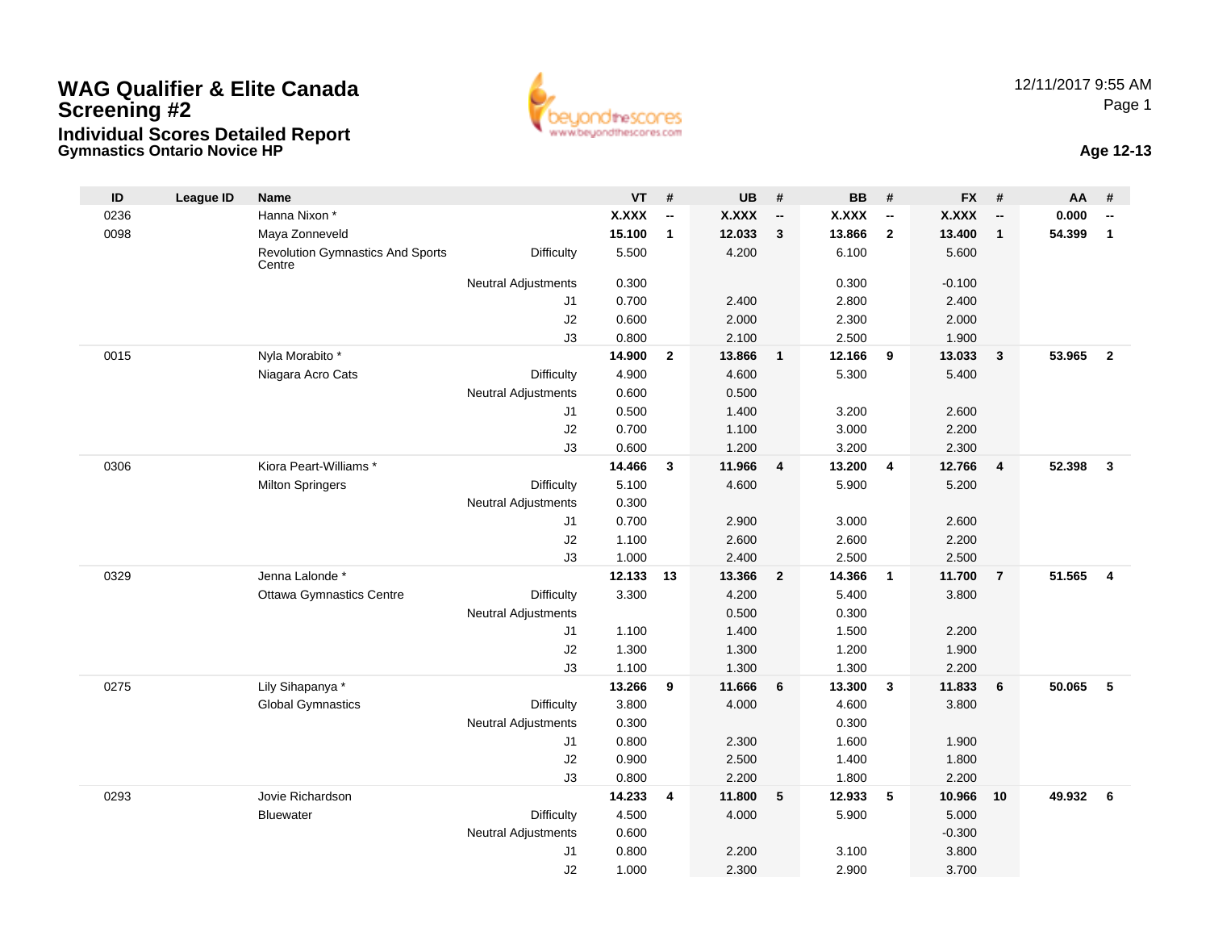# WAG Qualifier & Elite Canada Screening #2

## Individual Scores Detailed Report

### Gymnastics Ontario Novice HP

12/11/2017 9:55 AM

**Age 12-13**

| ID | League ID | Name | | VT | # | UB | # | BB | # | FX | # | AA | # |
|---|---|---|---|---|---|---|---|---|---|---|---|---|---|
| 0236 | | Hanna Nixon * | | **X.XXX** | **--** | **X.XXX** | **--** | **X.XXX** | **--** | **X.XXX** | **--** | **0.000** | **--** |
| 0098 | | Maya Zonneveld | | **15.100** | **1** | **12.033** | **3** | **13.866** | **2** | **13.400** | **1** | **54.399** | **1** |
| | | Revolution Gymnastics And Sports Centre | Difficulty | 5.500 | | 4.200 | | 6.100 | | 5.600 | | | |
| | | | Neutral Adjustments | 0.300 | | | | 0.300 | | -0.100 | | | |
| | | | J1 | 0.700 | | 2.400 | | 2.800 | | 2.400 | | | |
| | | | J2 | 0.600 | | 2.000 | | 2.300 | | 2.000 | | | |
| | | | J3 | 0.800 | | 2.100 | | 2.500 | | 1.900 | | | |
| 0015 | | Nyla Morabito * | | **14.900** | **2** | **13.866** | **1** | **12.166** | **9** | **13.033** | **3** | **53.965** | **2** |
| | | Niagara Acro Cats | Difficulty | 4.900 | | 4.600 | | 5.300 | | 5.400 | | | |
| | | | Neutral Adjustments | 0.600 | | 0.500 | | | | | | | |
| | | | J1 | 0.500 | | 1.400 | | 3.200 | | 2.600 | | | |
| | | | J2 | 0.700 | | 1.100 | | 3.000 | | 2.200 | | | |
| | | | J3 | 0.600 | | 1.200 | | 3.200 | | 2.300 | | | |
| 0306 | | Kiora Peart-Williams * | | **14.466** | **3** | **11.966** | **4** | **13.200** | **4** | **12.766** | **4** | **52.398** | **3** |
| | | Milton Springers | Difficulty | 5.100 | | 4.600 | | 5.900 | | 5.200 | | | |
| | | | Neutral Adjustments | 0.300 | | | | | | | | | |
| | | | J1 | 0.700 | | 2.900 | | 3.000 | | 2.600 | | | |
| | | | J2 | 1.100 | | 2.600 | | 2.600 | | 2.200 | | | |
| | | | J3 | 1.000 | | 2.400 | | 2.500 | | 2.500 | | | |
| 0329 | | Jenna Lalonde * | | **12.133** | **13** | **13.366** | **2** | **14.366** | **1** | **11.700** | **7** | **51.565** | **4** |
| | | Ottawa Gymnastics Centre | Difficulty | 3.300 | | 4.200 | | 5.400 | | 3.800 | | | |
| | | | Neutral Adjustments | | | 0.500 | | 0.300 | | | | | |
| | | | J1 | 1.100 | | 1.400 | | 1.500 | | 2.200 | | | |
| | | | J2 | 1.300 | | 1.300 | | 1.200 | | 1.900 | | | |
| | | | J3 | 1.100 | | 1.300 | | 1.300 | | 2.200 | | | |
| 0275 | | Lily Sihapanya * | | **13.266** | **9** | **11.666** | **6** | **13.300** | **3** | **11.833** | **6** | **50.065** | **5** |
| | | Global Gymnastics | Difficulty | 3.800 | | 4.000 | | 4.600 | | 3.800 | | | |
| | | | Neutral Adjustments | 0.300 | | | | 0.300 | | | | | |
| | | | J1 | 0.800 | | 2.300 | | 1.600 | | 1.900 | | | |
| | | | J2 | 0.900 | | 2.500 | | 1.400 | | 1.800 | | | |
| | | | J3 | 0.800 | | 2.200 | | 1.800 | | 2.200 | | | |
| 0293 | | Jovie Richardson | | **14.233** | **4** | **11.800** | **5** | **12.933** | **5** | **10.966** | **10** | **49.932** | **6** |
| | | Bluewater | Difficulty | 4.500 | | 4.000 | | 5.900 | | 5.000 | | | |
| | | | Neutral Adjustments | 0.600 | | | | | | -0.300 | | | |
| | | | J1 | 0.800 | | 2.200 | | 3.100 | | 3.800 | | | |
| | | | J2 | 1.000 | | 2.300 | | 2.900 | | 3.700 | | | |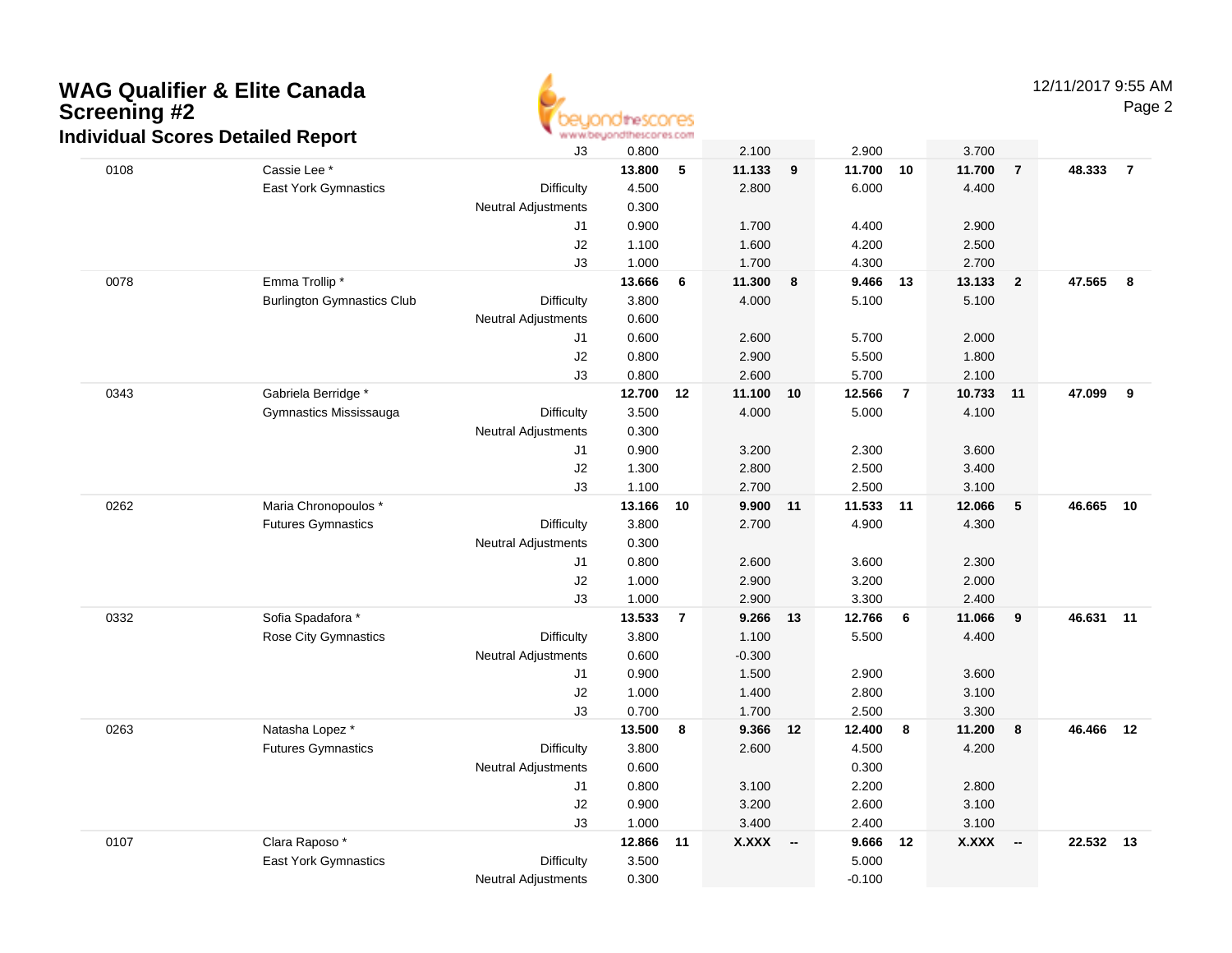# WAG Qualifier & Elite Canada Screening #2

## Individual Scores Detailed Report

| | | | Vault | | Bars | | Beam | | Floor | | AA | |
|---|---|---|---|---|---|---|---|---|---|---|---|---|
| | | J3 | 0.800 | | 2.100 | | 2.900 | | 3.700 | | | |
| 0108 | Cassie Lee * | | **13.800** | **5** | **11.133** | **9** | **11.700** | **10** | **11.700** | **7** | **48.333** | **7** |
| | East York Gymnastics | Difficulty | 4.500 | | 2.800 | | 6.000 | | 4.400 | | | |
| | | Neutral Adjustments | 0.300 | | | | | | | | | |
| | | J1 | 0.900 | | 1.700 | | 4.400 | | 2.900 | | | |
| | | J2 | 1.100 | | 1.600 | | 4.200 | | 2.500 | | | |
| | | J3 | 1.000 | | 1.700 | | 4.300 | | 2.700 | | | |
| 0078 | Emma Trollip * | | **13.666** | **6** | **11.300** | **8** | **9.466** | **13** | **13.133** | **2** | **47.565** | **8** |
| | Burlington Gymnastics Club | Difficulty | 3.800 | | 4.000 | | 5.100 | | 5.100 | | | |
| | | Neutral Adjustments | 0.600 | | | | | | | | | |
| | | J1 | 0.600 | | 2.600 | | 5.700 | | 2.000 | | | |
| | | J2 | 0.800 | | 2.900 | | 5.500 | | 1.800 | | | |
| | | J3 | 0.800 | | 2.600 | | 5.700 | | 2.100 | | | |
| 0343 | Gabriela Berridge * | | **12.700** | **12** | **11.100** | **10** | **12.566** | **7** | **10.733** | **11** | **47.099** | **9** |
| | Gymnastics Mississauga | Difficulty | 3.500 | | 4.000 | | 5.000 | | 4.100 | | | |
| | | Neutral Adjustments | 0.300 | | | | | | | | | |
| | | J1 | 0.900 | | 3.200 | | 2.300 | | 3.600 | | | |
| | | J2 | 1.300 | | 2.800 | | 2.500 | | 3.400 | | | |
| | | J3 | 1.100 | | 2.700 | | 2.500 | | 3.100 | | | |
| 0262 | Maria Chronopoulos * | | **13.166** | **10** | **9.900** | **11** | **11.533** | **11** | **12.066** | **5** | **46.665** | **10** |
| | Futures Gymnastics | Difficulty | 3.800 | | 2.700 | | 4.900 | | 4.300 | | | |
| | | Neutral Adjustments | 0.300 | | | | | | | | | |
| | | J1 | 0.800 | | 2.600 | | 3.600 | | 2.300 | | | |
| | | J2 | 1.000 | | 2.900 | | 3.200 | | 2.000 | | | |
| | | J3 | 1.000 | | 2.900 | | 3.300 | | 2.400 | | | |
| 0332 | Sofia Spadafora * | | **13.533** | **7** | **9.266** | **13** | **12.766** | **6** | **11.066** | **9** | **46.631** | **11** |
| | Rose City Gymnastics | Difficulty | 3.800 | | 1.100 | | 5.500 | | 4.400 | | | |
| | | Neutral Adjustments | 0.600 | | -0.300 | | | | | | | |
| | | J1 | 0.900 | | 1.500 | | 2.900 | | 3.600 | | | |
| | | J2 | 1.000 | | 1.400 | | 2.800 | | 3.100 | | | |
| | | J3 | 0.700 | | 1.700 | | 2.500 | | 3.300 | | | |
| 0263 | Natasha Lopez * | | **13.500** | **8** | **9.366** | **12** | **12.400** | **8** | **11.200** | **8** | **46.466** | **12** |
| | Futures Gymnastics | Difficulty | 3.800 | | 2.600 | | 4.500 | | 4.200 | | | |
| | | Neutral Adjustments | 0.600 | | | | 0.300 | | | | | |
| | | J1 | 0.800 | | 3.100 | | 2.200 | | 2.800 | | | |
| | | J2 | 0.900 | | 3.200 | | 2.600 | | 3.100 | | | |
| | | J3 | 1.000 | | 3.400 | | 2.400 | | 3.100 | | | |
| 0107 | Clara Raposo * | | **12.866** | **11** | **X.XXX** | **--** | **9.666** | **12** | **X.XXX** | **--** | **22.532** | **13** |
| | East York Gymnastics | Difficulty | 3.500 | | | | 5.000 | | | | | |
| | | Neutral Adjustments | 0.300 | | | | -0.100 | | | | | |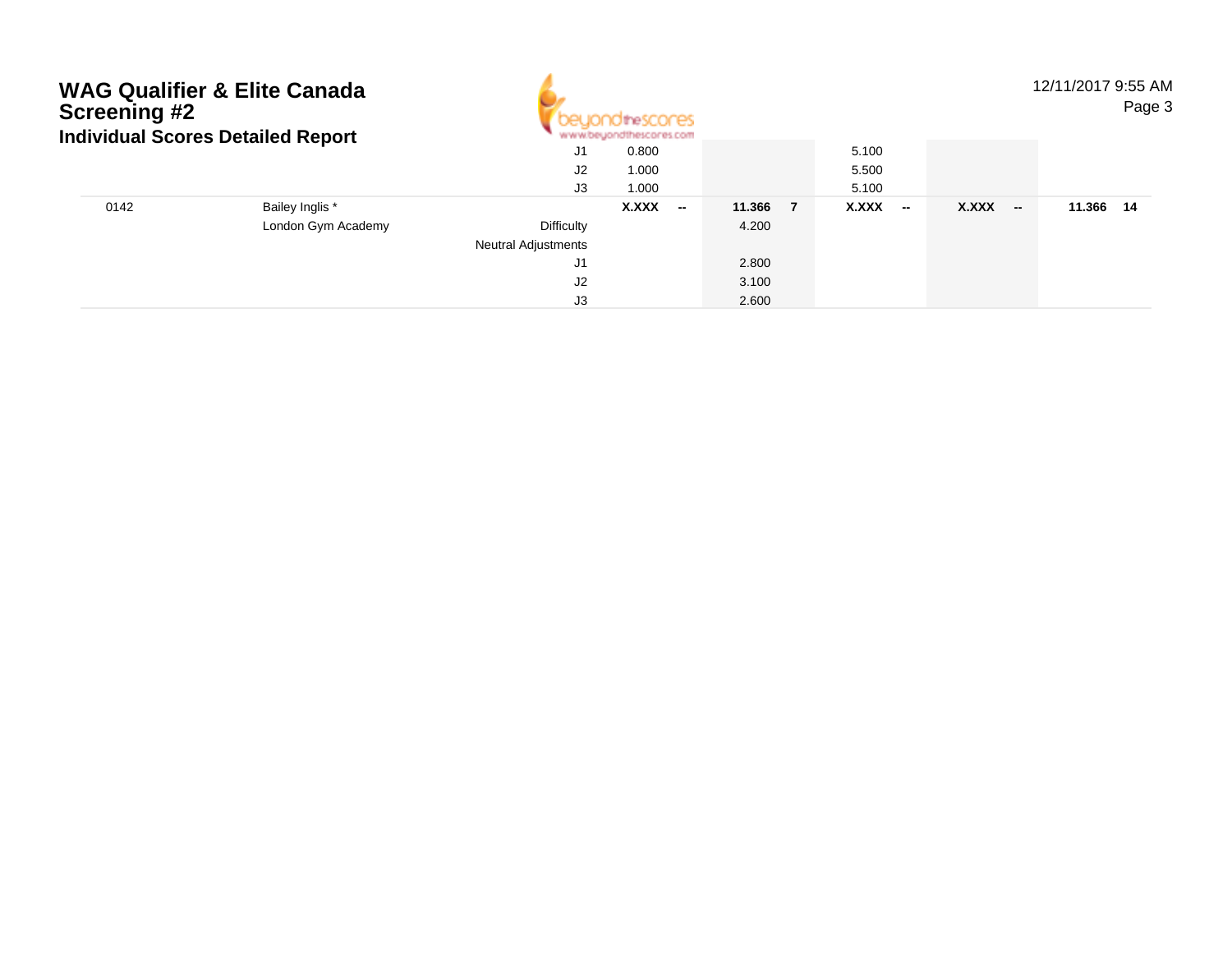# WAG Qualifier & Elite Canada Screening #2

## Individual Scores Detailed Report

| | | | | | | | | | | | |
|---|---|---|---|---|---|---|---|---|---|---|---|
| | | J1 | 0.800 | | | | 5.100 | | | | | |
| | | J2 | 1.000 | | | | 5.500 | | | | | |
| | | J3 | 1.000 | | | | 5.100 | | | | | |
| 0142 | Bailey Inglis * | | **X.XXX** | **--** | **11.366** | **7** | **X.XXX** | **--** | **X.XXX** | **--** | **11.366** | **14** |
| | London Gym Academy | Difficulty | | | 4.200 | | | | | | | |
| | | Neutral Adjustments | | | | | | | | | | |
| | | J1 | | | 2.800 | | | | | | | |
| | | J2 | | | 3.100 | | | | | | | |
| | | J3 | | | 2.600 | | | | | | | |